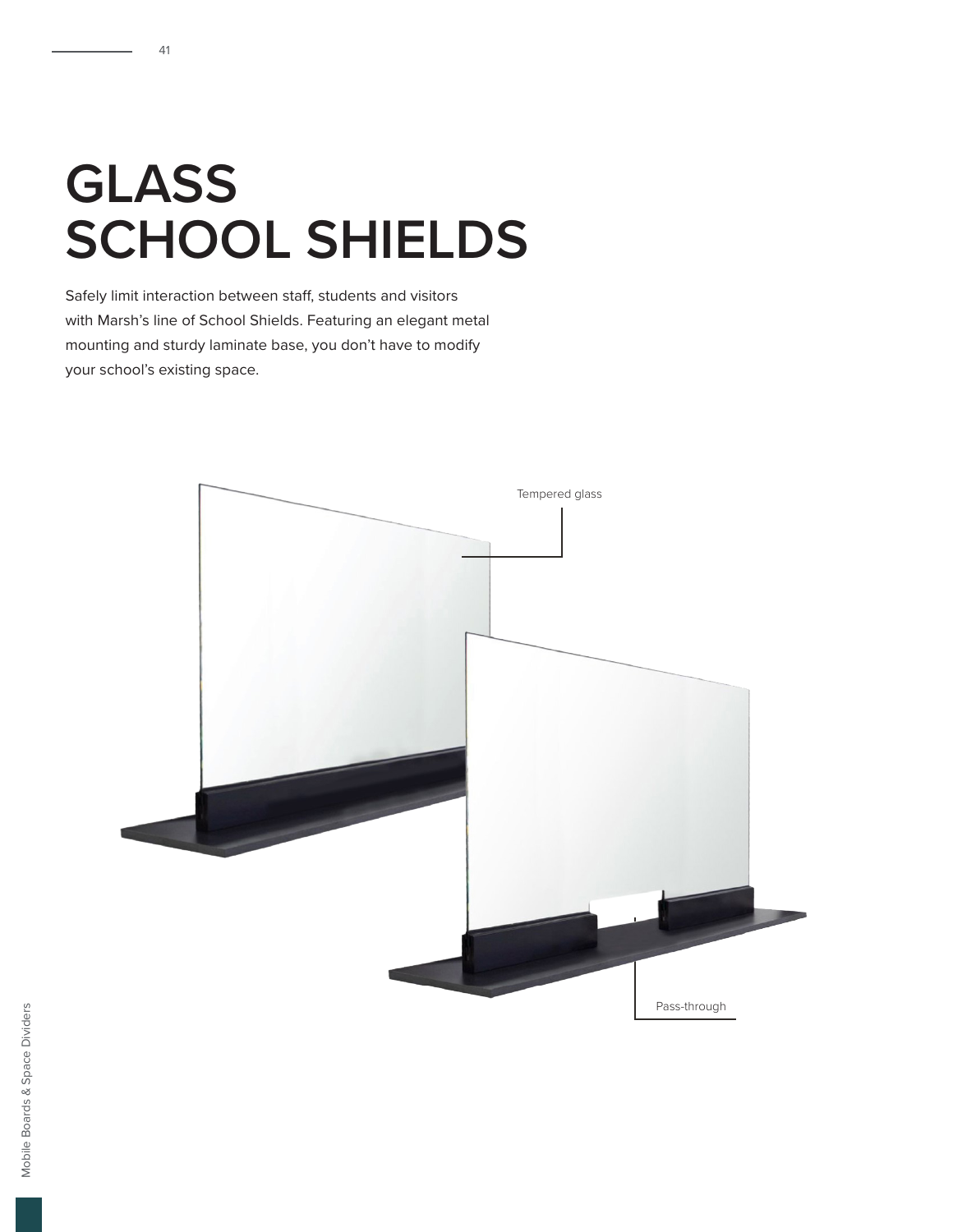# GLASS SCHOOL SHIELDS

Safely limit interaction between staff, students and visitors with Marsh's line of School Shields. Featuring an elegant metal mounting and sturdy laminate base, you don't have to modify your school's existing space.

Tempered glass

Pass-through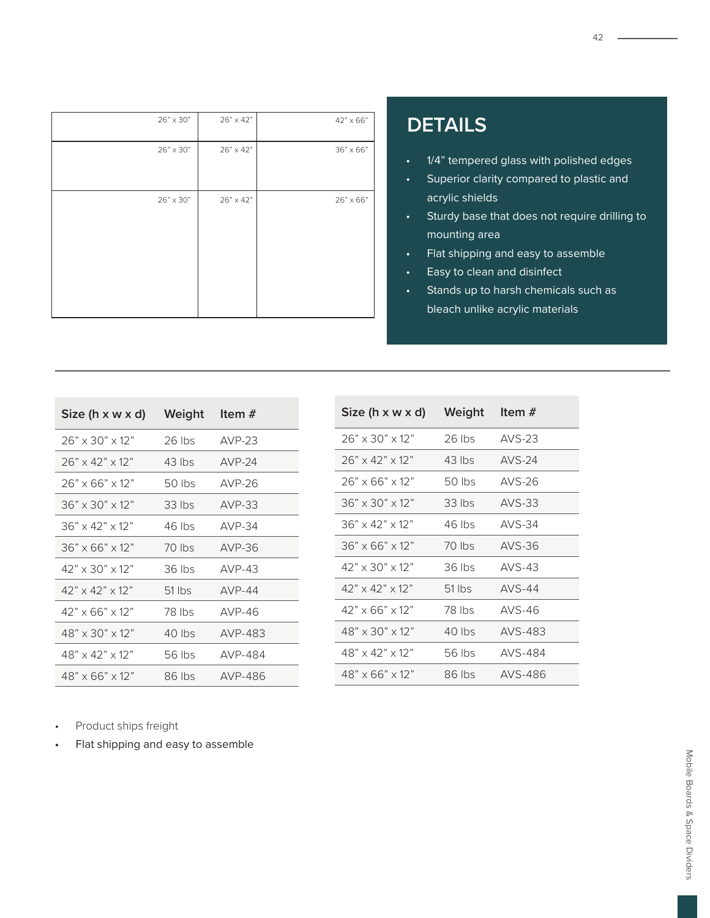| | | |
|---|---|---|
| 26" x 30" | 26" x 42" | 42" x 66" |
| 26" x 30" | 26" x 42" | 36" x 66" |
| 26" x 30" | 26" x 42" | 26" x 66" |

## DETAILS

- 1/4" tempered glass with polished edges
- Superior clarity compared to plastic and acrylic shields
- Sturdy base that does not require drilling to mounting area
- Flat shipping and easy to assemble
- Easy to clean and disinfect
- Stands up to harsh chemicals such as bleach unlike acrylic materials

| Size (h x w x d) | Weight | Item # |
|---|---|---|
| 26" x 30" x 12" | 26 lbs | AVP-23 |
| 26" x 42" x 12" | 43 lbs | AVP-24 |
| 26" x 66" x 12" | 50 lbs | AVP-26 |
| 36" x 30" x 12" | 33 lbs | AVP-33 |
| 36" x 42" x 12" | 46 lbs | AVP-34 |
| 36" x 66" x 12" | 70 lbs | AVP-36 |
| 42" x 30" x 12" | 36 lbs | AVP-43 |
| 42" x 42" x 12" | 51 lbs | AVP-44 |
| 42" x 66" x 12" | 78 lbs | AVP-46 |
| 48" x 30" x 12" | 40 lbs | AVP-483 |
| 48" x 42" x 12" | 56 lbs | AVP-484 |
| 48" x 66" x 12" | 86 lbs | AVP-486 |

| Size (h x w x d) | Weight | Item # |
|---|---|---|
| 26" x 30" x 12" | 26 lbs | AVS-23 |
| 26" x 42" x 12" | 43 lbs | AVS-24 |
| 26" x 66" x 12" | 50 lbs | AVS-26 |
| 36" x 30" x 12" | 33 lbs | AVS-33 |
| 36" x 42" x 12" | 46 lbs | AVS-34 |
| 36" x 66" x 12" | 70 lbs | AVS-36 |
| 42" x 30" x 12" | 36 lbs | AVS-43 |
| 42" x 42" x 12" | 51 lbs | AVS-44 |
| 42" x 66" x 12" | 78 lbs | AVS-46 |
| 48" x 30" x 12" | 40 lbs | AVS-483 |
| 48" x 42" x 12" | 56 lbs | AVS-484 |
| 48" x 66" x 12" | 86 lbs | AVS-486 |

- Product ships freight
- Flat shipping and easy to assemble